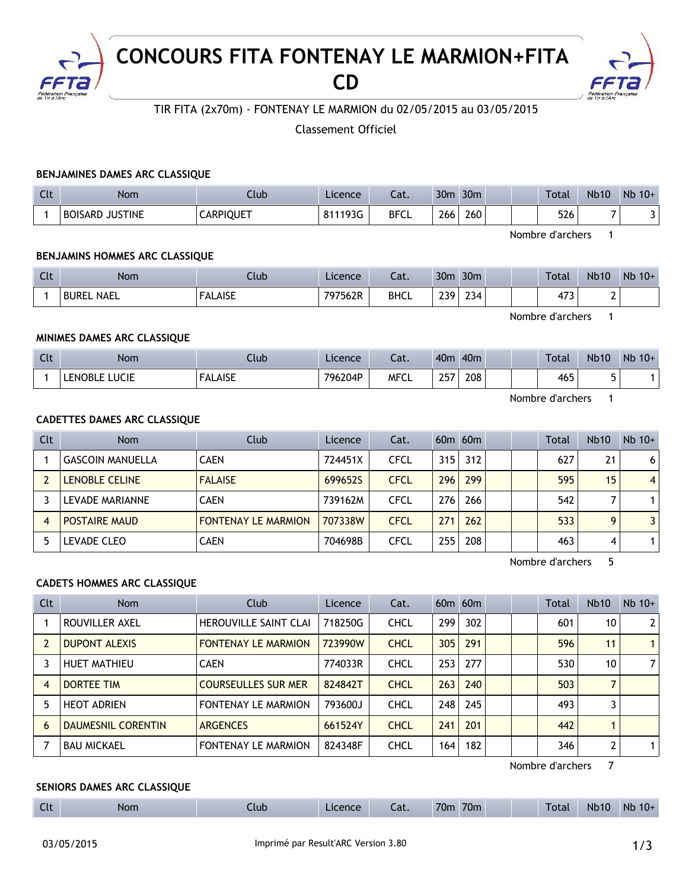// CONCOURS FITA FONTENAY LE MARMION+FITA CD

TIR FITA (2x70m) - FONTENAY LE MARMION du 02/05/2015 au 03/05/2015

Classement Officiel

### BENJAMINES DAMES ARC CLASSIQUE

| Clt | Nom | Club | Licence | Cat. | 30m | 30m | | | Total | Nb10 | Nb 10+ |
|---|---|---|---|---|---|---|---|---|---|---|---|
| 1 | BOISARD JUSTINE | CARPIQUET | 811193G | BFCL | 266 | 260 | | | 526 | 7 | 3 |

Nombre d'archers 1

### BENJAMINS HOMMES ARC CLASSIQUE

| Clt | Nom | Club | Licence | Cat. | 30m | 30m | | | Total | Nb10 | Nb 10+ |
|---|---|---|---|---|---|---|---|---|---|---|---|
| 1 | BUREL NAEL | FALAISE | 797562R | BHCL | 239 | 234 | | | 473 | 2 | |

Nombre d'archers 1

### MINIMES DAMES ARC CLASSIQUE

| Clt | Nom | Club | Licence | Cat. | 40m | 40m | | | Total | Nb10 | Nb 10+ |
|---|---|---|---|---|---|---|---|---|---|---|---|
| 1 | LENOBLE LUCIE | FALAISE | 796204P | MFCL | 257 | 208 | | | 465 | 5 | 1 |

Nombre d'archers 1

### CADETTES DAMES ARC CLASSIQUE

| Clt | Nom | Club | Licence | Cat. | 60m | 60m | | | Total | Nb10 | Nb 10+ |
|---|---|---|---|---|---|---|---|---|---|---|---|
| 1 | GASCOIN MANUELLA | CAEN | 724451X | CFCL | 315 | 312 | | | 627 | 21 | 6 |
| 2 | LENOBLE CELINE | FALAISE | 699652S | CFCL | 296 | 299 | | | 595 | 15 | 4 |
| 3 | LEVADE MARIANNE | CAEN | 739162M | CFCL | 276 | 266 | | | 542 | 7 | 1 |
| 4 | POSTAIRE MAUD | FONTENAY LE MARMION | 707338W | CFCL | 271 | 262 | | | 533 | 9 | 3 |
| 5 | LEVADE CLEO | CAEN | 704698B | CFCL | 255 | 208 | | | 463 | 4 | 1 |

Nombre d'archers 5

### CADETS HOMMES ARC CLASSIQUE

| Clt | Nom | Club | Licence | Cat. | 60m | 60m | | | Total | Nb10 | Nb 10+ |
|---|---|---|---|---|---|---|---|---|---|---|---|
| 1 | ROUVILLER AXEL | HEROUVILLE SAINT CLAI | 718250G | CHCL | 299 | 302 | | | 601 | 10 | 2 |
| 2 | DUPONT ALEXIS | FONTENAY LE MARMION | 723990W | CHCL | 305 | 291 | | | 596 | 11 | 1 |
| 3 | HUET MATHIEU | CAEN | 774033R | CHCL | 253 | 277 | | | 530 | 10 | 7 |
| 4 | DORTEE TIM | COURSEULLES SUR MER | 824842T | CHCL | 263 | 240 | | | 503 | 7 | |
| 5 | HEOT ADRIEN | FONTENAY LE MARMION | 793600J | CHCL | 248 | 245 | | | 493 | 3 | |
| 6 | DAUMESNIL CORENTIN | ARGENCES | 661524Y | CHCL | 241 | 201 | | | 442 | 1 | |
| 7 | BAU MICKAEL | FONTENAY LE MARMION | 824348F | CHCL | 164 | 182 | | | 346 | 2 | 1 |

Nombre d'archers 7

### SENIORS DAMES ARC CLASSIQUE

| Clt | Nom | Club | Licence | Cat. | 70m | 70m | | | Total | Nb10 | Nb 10+ |
|---|---|---|---|---|---|---|---|---|---|---|---|

03/05/2015 Imprimé par Result'ARC Version 3.80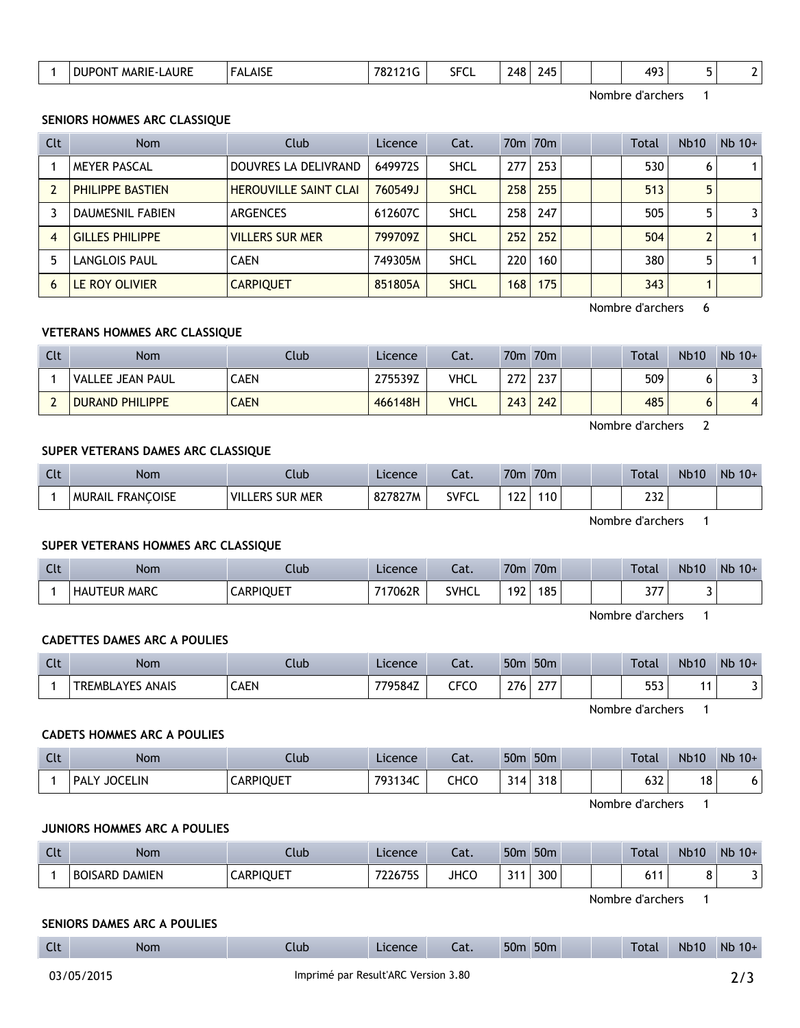| 1 | DUPONT MARIE-LAURE | FALAISE | 782121G | SFCL | 248 | 245 | | | 493 | 5 | 2 |
|---|---|---|---|---|---|---|---|---|---|---|---|

Nombre d'archers 1

### SENIORS HOMMES ARC CLASSIQUE

| Clt | Nom | Club | Licence | Cat. | 70m | 70m | | | Total | Nb10 | Nb 10+ |
|---|---|---|---|---|---|---|---|---|---|---|---|
| 1 | MEYER PASCAL | DOUVRES LA DELIVRAND | 649972S | SHCL | 277 | 253 | | | 530 | 6 | 1 |
| 2 | PHILIPPE BASTIEN | HEROUVILLE SAINT CLAI | 760549J | SHCL | 258 | 255 | | | 513 | 5 | |
| 3 | DAUMESNIL FABIEN | ARGENCES | 612607C | SHCL | 258 | 247 | | | 505 | 5 | 3 |
| 4 | GILLES PHILIPPE | VILLERS SUR MER | 799709Z | SHCL | 252 | 252 | | | 504 | 2 | 1 |
| 5 | LANGLOIS PAUL | CAEN | 749305M | SHCL | 220 | 160 | | | 380 | 5 | 1 |
| 6 | LE ROY OLIVIER | CARPIQUET | 851805A | SHCL | 168 | 175 | | | 343 | 1 | |

Nombre d'archers 6

### VETERANS HOMMES ARC CLASSIQUE

| Clt | Nom | Club | Licence | Cat. | 70m | 70m | | | Total | Nb10 | Nb 10+ |
|---|---|---|---|---|---|---|---|---|---|---|---|
| 1 | VALLEE JEAN PAUL | CAEN | 275539Z | VHCL | 272 | 237 | | | 509 | 6 | 3 |
| 2 | DURAND PHILIPPE | CAEN | 466148H | VHCL | 243 | 242 | | | 485 | 6 | 4 |

Nombre d'archers 2

### SUPER VETERANS DAMES ARC CLASSIQUE

| Clt | Nom | Club | Licence | Cat. | 70m | 70m | | | Total | Nb10 | Nb 10+ |
|---|---|---|---|---|---|---|---|---|---|---|---|
| 1 | MURAIL FRANÇOISE | VILLERS SUR MER | 827827M | SVFCL | 122 | 110 | | | 232 | | |

Nombre d'archers 1

### SUPER VETERANS HOMMES ARC CLASSIQUE

| Clt | Nom | Club | Licence | Cat. | 70m | 70m | | | Total | Nb10 | Nb 10+ |
|---|---|---|---|---|---|---|---|---|---|---|---|
| 1 | HAUTEUR MARC | CARPIQUET | 717062R | SVHCL | 192 | 185 | | | 377 | 3 | |

Nombre d'archers 1

### CADETTES DAMES ARC A POULIES

| Clt | Nom | Club | Licence | Cat. | 50m | 50m | | | Total | Nb10 | Nb 10+ |
|---|---|---|---|---|---|---|---|---|---|---|---|
| 1 | TREMBLAYES ANAIS | CAEN | 779584Z | CFCO | 276 | 277 | | | 553 | 11 | 3 |

Nombre d'archers 1

### CADETS HOMMES ARC A POULIES

| Clt | Nom | Club | Licence | Cat. | 50m | 50m | | | Total | Nb10 | Nb 10+ |
|---|---|---|---|---|---|---|---|---|---|---|---|
| 1 | PALY JOCELIN | CARPIQUET | 793134C | CHCO | 314 | 318 | | | 632 | 18 | 6 |

Nombre d'archers 1

### JUNIORS HOMMES ARC A POULIES

| Clt | Nom | Club | Licence | Cat. | 50m | 50m | | | Total | Nb10 | Nb 10+ |
|---|---|---|---|---|---|---|---|---|---|---|---|
| 1 | BOISARD DAMIEN | CARPIQUET | 722675S | JHCO | 311 | 300 | | | 611 | 8 | 3 |

Nombre d'archers 1

### SENIORS DAMES ARC A POULIES

| Clt | Nom | Club | Licence | Cat. | 50m | 50m | | | Total | Nb10 | Nb 10+ |
|---|---|---|---|---|---|---|---|---|---|---|---|

03/05/2015 Imprimé par Result'ARC Version 3.80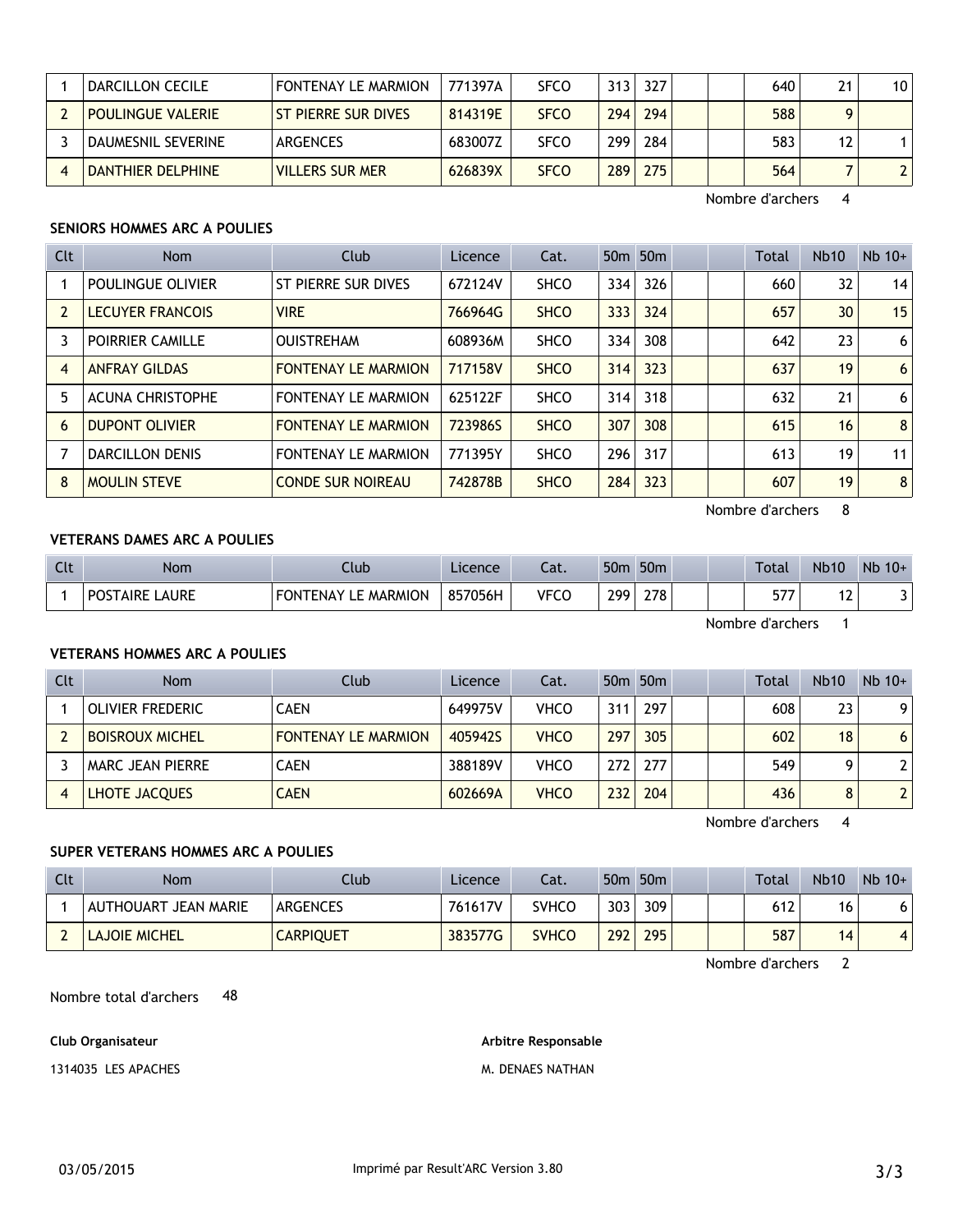| | | | | | | | | | | | |
|---|---|---|---|---|---|---|---|---|---|---|---|
| 1 | DARCILLON CECILE | FONTENAY LE MARMION | 771397A | SFCO | 313 | 327 | | | 640 | 21 | 10 |
| 2 | POULINGUE VALERIE | ST PIERRE SUR DIVES | 814319E | SFCO | 294 | 294 | | | 588 | 9 | |
| 3 | DAUMESNIL SEVERINE | ARGENCES | 683007Z | SFCO | 299 | 284 | | | 583 | 12 | 1 |
| 4 | DANTHIER DELPHINE | VILLERS SUR MER | 626839X | SFCO | 289 | 275 | | | 564 | 7 | 2 |

Nombre d'archers 4

**SENIORS HOMMES ARC A POULIES**

| Clt | Nom | Club | Licence | Cat. | 50m | 50m | | | Total | Nb10 | Nb 10+ |
|---|---|---|---|---|---|---|---|---|---|---|---|
| 1 | POULINGUE OLIVIER | ST PIERRE SUR DIVES | 672124V | SHCO | 334 | 326 | | | 660 | 32 | 14 |
| 2 | LECUYER FRANCOIS | VIRE | 766964G | SHCO | 333 | 324 | | | 657 | 30 | 15 |
| 3 | POIRRIER CAMILLE | OUISTREHAM | 608936M | SHCO | 334 | 308 | | | 642 | 23 | 6 |
| 4 | ANFRAY GILDAS | FONTENAY LE MARMION | 717158V | SHCO | 314 | 323 | | | 637 | 19 | 6 |
| 5 | ACUNA CHRISTOPHE | FONTENAY LE MARMION | 625122F | SHCO | 314 | 318 | | | 632 | 21 | 6 |
| 6 | DUPONT OLIVIER | FONTENAY LE MARMION | 723986S | SHCO | 307 | 308 | | | 615 | 16 | 8 |
| 7 | DARCILLON DENIS | FONTENAY LE MARMION | 771395Y | SHCO | 296 | 317 | | | 613 | 19 | 11 |
| 8 | MOULIN STEVE | CONDE SUR NOIREAU | 742878B | SHCO | 284 | 323 | | | 607 | 19 | 8 |

Nombre d'archers 8

**VETERANS DAMES ARC A POULIES**

| Clt | Nom | Club | Licence | Cat. | 50m | 50m | | | Total | Nb10 | Nb 10+ |
|---|---|---|---|---|---|---|---|---|---|---|---|
| 1 | POSTAIRE LAURE | FONTENAY LE MARMION | 857056H | VFCO | 299 | 278 | | | 577 | 12 | 3 |

Nombre d'archers 1

**VETERANS HOMMES ARC A POULIES**

| Clt | Nom | Club | Licence | Cat. | 50m | 50m | | | Total | Nb10 | Nb 10+ |
|---|---|---|---|---|---|---|---|---|---|---|---|
| 1 | OLIVIER FREDERIC | CAEN | 649975V | VHCO | 311 | 297 | | | 608 | 23 | 9 |
| 2 | BOISROUX MICHEL | FONTENAY LE MARMION | 405942S | VHCO | 297 | 305 | | | 602 | 18 | 6 |
| 3 | MARC JEAN PIERRE | CAEN | 388189V | VHCO | 272 | 277 | | | 549 | 9 | 2 |
| 4 | LHOTE JACQUES | CAEN | 602669A | VHCO | 232 | 204 | | | 436 | 8 | 2 |

Nombre d'archers 4

**SUPER VETERANS HOMMES ARC A POULIES**

| Clt | Nom | Club | Licence | Cat. | 50m | 50m | | | Total | Nb10 | Nb 10+ |
|---|---|---|---|---|---|---|---|---|---|---|---|
| 1 | AUTHOUART JEAN MARIE | ARGENCES | 761617V | SVHCO | 303 | 309 | | | 612 | 16 | 6 |
| 2 | LAJOIE MICHEL | CARPIQUET | 383577G | SVHCO | 292 | 295 | | | 587 | 14 | 4 |

Nombre d'archers 2

Nombre total d'archers 48

**Club Organisateur**

1314035 LES APACHES

**Arbitre Responsable**

M. DENAES NATHAN

03/05/2015 Imprimé par Result'ARC Version 3.80